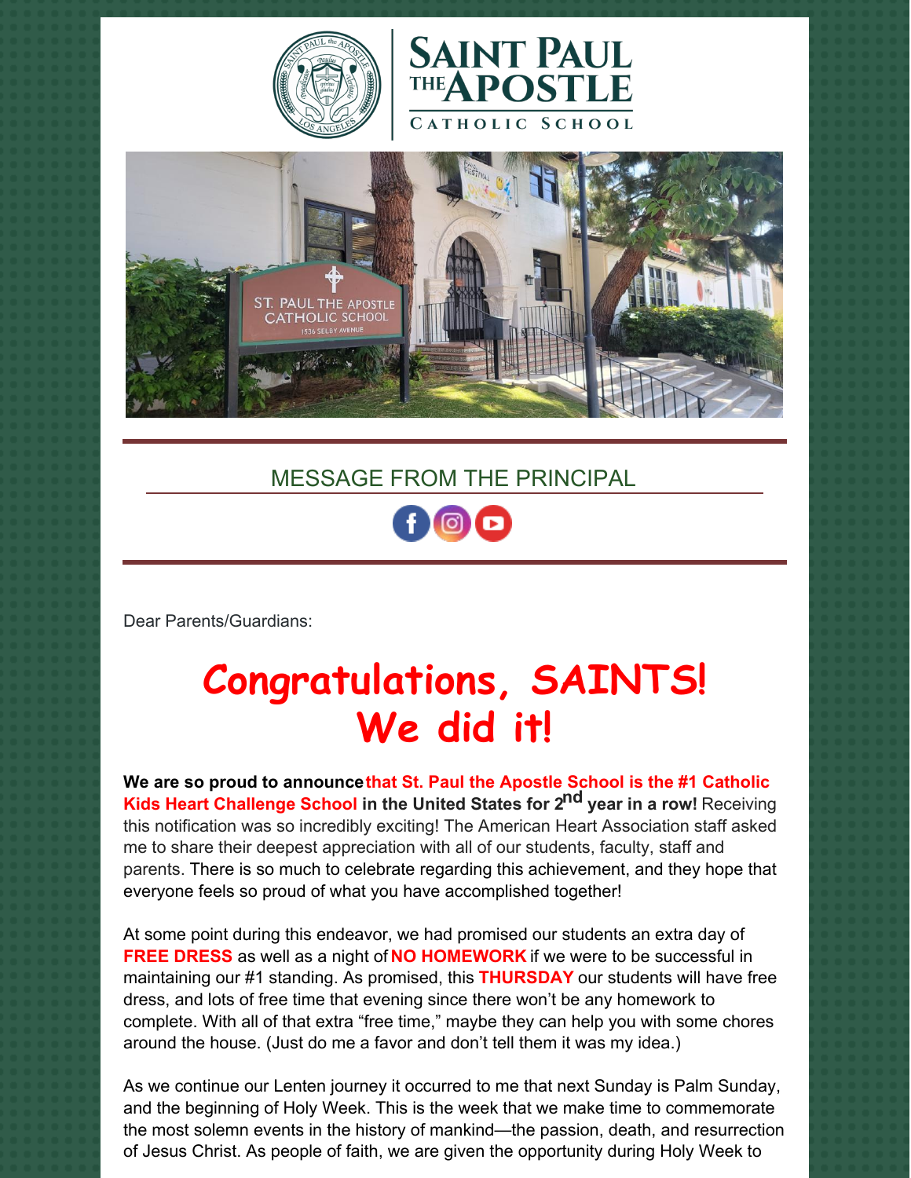# SAINT PAUL THE APOSTLE
CATHOLIC SCHOOL

## MESSAGE FROM THE PRINCIPAL

Dear Parents/Guardians:

# Congratulations, SAINTS! We did it!

**We are so proud to announce that St. Paul the Apostle School is the #1 Catholic Kids Heart Challenge School in the United States for 2nd year in a row!** Receiving this notification was so incredibly exciting! The American Heart Association staff asked me to share their deepest appreciation with all of our students, faculty, staff and parents. There is so much to celebrate regarding this achievement, and they hope that everyone feels so proud of what you have accomplished together!

At some point during this endeavor, we had promised our students an extra day of **FREE DRESS** as well as a night of **NO HOMEWORK** if we were to be successful in maintaining our #1 standing. As promised, this **THURSDAY** our students will have free dress, and lots of free time that evening since there won't be any homework to complete. With all of that extra "free time," maybe they can help you with some chores around the house. (Just do me a favor and don't tell them it was my idea.)

As we continue our Lenten journey it occurred to me that next Sunday is Palm Sunday, and the beginning of Holy Week. This is the week that we make time to commemorate the most solemn events in the history of mankind—the passion, death, and resurrection of Jesus Christ. As people of faith, we are given the opportunity during Holy Week to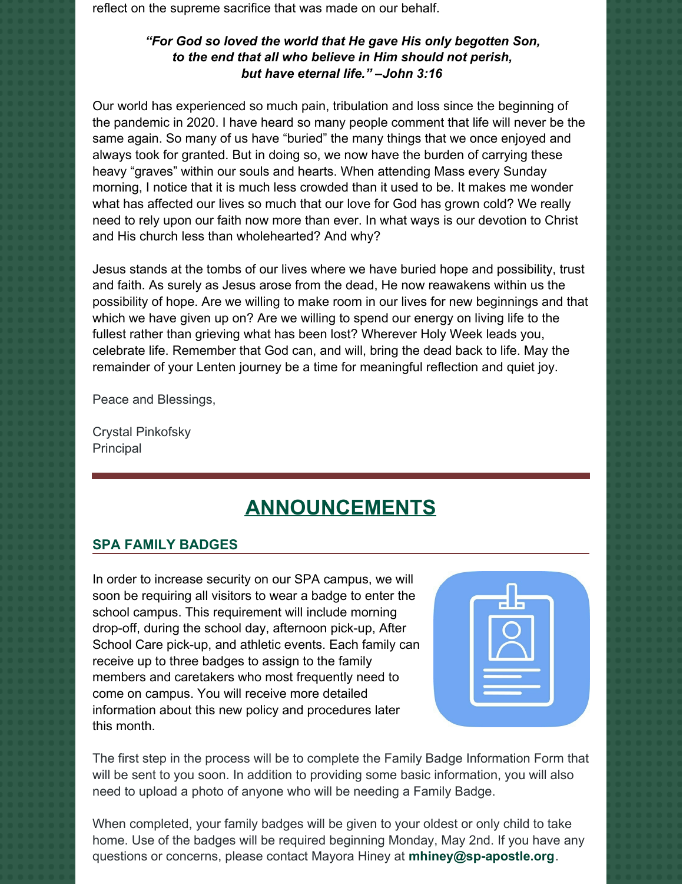reflect on the supreme sacrifice that was made on our behalf.

***"For God so loved the world that He gave His only begotten Son, to the end that all who believe in Him should not perish, but have eternal life." –John 3:16***

Our world has experienced so much pain, tribulation and loss since the beginning of the pandemic in 2020. I have heard so many people comment that life will never be the same again. So many of us have "buried" the many things that we once enjoyed and always took for granted. But in doing so, we now have the burden of carrying these heavy "graves" within our souls and hearts. When attending Mass every Sunday morning, I notice that it is much less crowded than it used to be. It makes me wonder what has affected our lives so much that our love for God has grown cold? We really need to rely upon our faith now more than ever. In what ways is our devotion to Christ and His church less than wholehearted? And why?

Jesus stands at the tombs of our lives where we have buried hope and possibility, trust and faith. As surely as Jesus arose from the dead, He now reawakens within us the possibility of hope. Are we willing to make room in our lives for new beginnings and that which we have given up on? Are we willing to spend our energy on living life to the fullest rather than grieving what has been lost? Wherever Holy Week leads you, celebrate life. Remember that God can, and will, bring the dead back to life. May the remainder of your Lenten journey be a time for meaningful reflection and quiet joy.

Peace and Blessings,

Crystal Pinkofsky
Principal

## ANNOUNCEMENTS

### SPA FAMILY BADGES

In order to increase security on our SPA campus, we will soon be requiring all visitors to wear a badge to enter the school campus. This requirement will include morning drop-off, during the school day, afternoon pick-up, After School Care pick-up, and athletic events. Each family can receive up to three badges to assign to the family members and caretakers who most frequently need to come on campus. You will receive more detailed information about this new policy and procedures later this month.

The first step in the process will be to complete the Family Badge Information Form that will be sent to you soon. In addition to providing some basic information, you will also need to upload a photo of anyone who will be needing a Family Badge.

When completed, your family badges will be given to your oldest or only child to take home. Use of the badges will be required beginning Monday, May 2nd. If you have any questions or concerns, please contact Mayora Hiney at **mhiney@sp-apostle.org**.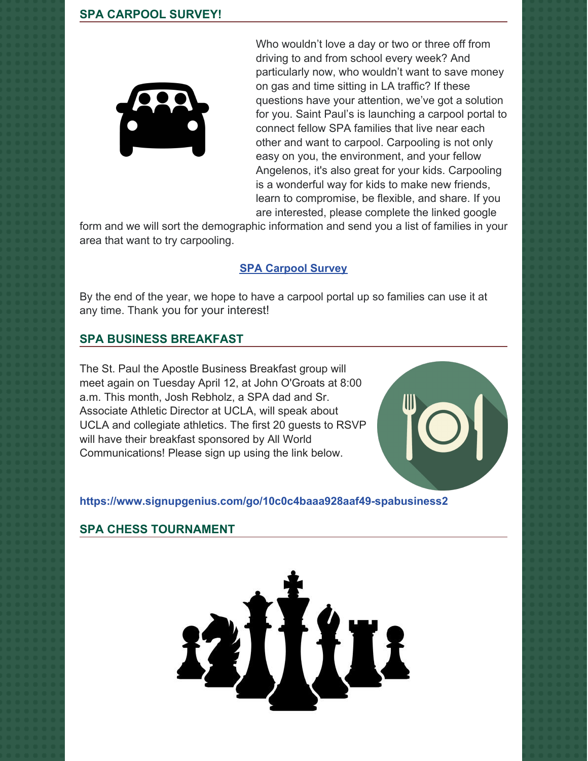## SPA CARPOOL SURVEY!

Who wouldn't love a day or two or three off from driving to and from school every week? And particularly now, who wouldn't want to save money on gas and time sitting in LA traffic? If these questions have your attention, we've got a solution for you. Saint Paul's is launching a carpool portal to connect fellow SPA families that live near each other and want to carpool. Carpooling is not only easy on you, the environment, and your fellow Angelenos, it's also great for your kids. Carpooling is a wonderful way for kids to make new friends, learn to compromise, be flexible, and share. If you are interested, please complete the linked google form and we will sort the demographic information and send you a list of families in your area that want to try carpooling.

**SPA Carpool Survey**

By the end of the year, we hope to have a carpool portal up so families can use it at any time. Thank you for your interest!

## SPA BUSINESS BREAKFAST

The St. Paul the Apostle Business Breakfast group will meet again on Tuesday April 12, at John O'Groats at 8:00 a.m. This month, Josh Rebholz, a SPA dad and Sr. Associate Athletic Director at UCLA, will speak about UCLA and collegiate athletics. The first 20 guests to RSVP will have their breakfast sponsored by All World Communications! Please sign up using the link below.

**https://www.signupgenius.com/go/10c0c4baaa928aaf49-spabusiness2**

## SPA CHESS TOURNAMENT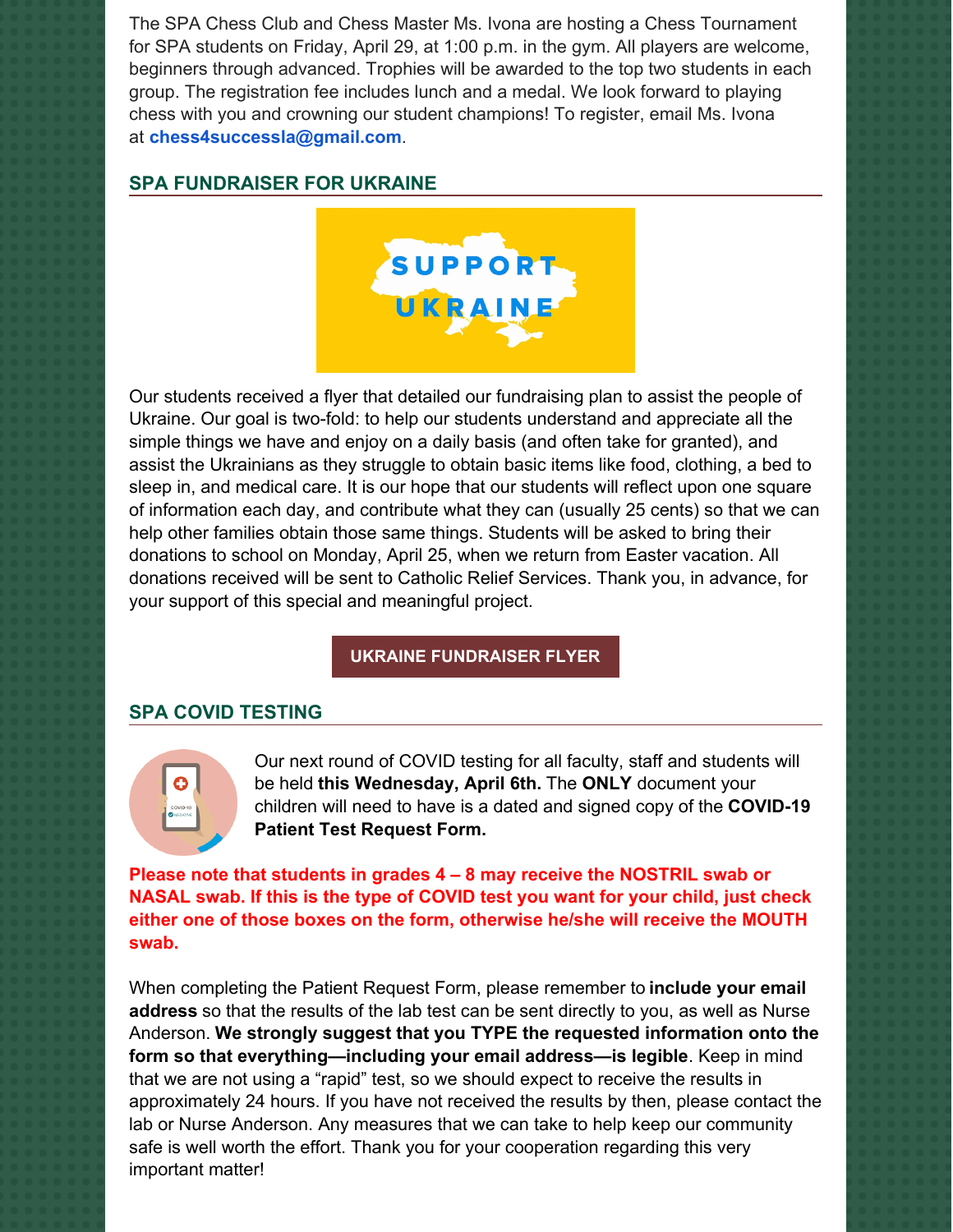The SPA Chess Club and Chess Master Ms. Ivona are hosting a Chess Tournament for SPA students on Friday, April 29, at 1:00 p.m. in the gym. All players are welcome, beginners through advanced. Trophies will be awarded to the top two students in each group. The registration fee includes lunch and a medal. We look forward to playing chess with you and crowning our student champions! To register, email Ms. Ivona at **chess4successla@gmail.com**.

## SPA FUNDRAISER FOR UKRAINE

Our students received a flyer that detailed our fundraising plan to assist the people of Ukraine. Our goal is two-fold: to help our students understand and appreciate all the simple things we have and enjoy on a daily basis (and often take for granted), and assist the Ukrainians as they struggle to obtain basic items like food, clothing, a bed to sleep in, and medical care. It is our hope that our students will reflect upon one square of information each day, and contribute what they can (usually 25 cents) so that we can help other families obtain those same things. Students will be asked to bring their donations to school on Monday, April 25, when we return from Easter vacation. All donations received will be sent to Catholic Relief Services. Thank you, in advance, for your support of this special and meaningful project.

**UKRAINE FUNDRAISER FLYER**

## SPA COVID TESTING

Our next round of COVID testing for all faculty, staff and students will be held **this Wednesday, April 6th.** The **ONLY** document your children will need to have is a dated and signed copy of the **COVID-19 Patient Test Request Form.**

**Please note that students in grades 4 – 8 may receive the NOSTRIL swab or NASAL swab. If this is the type of COVID test you want for your child, just check either one of those boxes on the form, otherwise he/she will receive the MOUTH swab.**

When completing the Patient Request Form, please remember to **include your email address** so that the results of the lab test can be sent directly to you, as well as Nurse Anderson. **We strongly suggest that you TYPE the requested information onto the form so that everything—including your email address—is legible**. Keep in mind that we are not using a "rapid" test, so we should expect to receive the results in approximately 24 hours. If you have not received the results by then, please contact the lab or Nurse Anderson. Any measures that we can take to help keep our community safe is well worth the effort. Thank you for your cooperation regarding this very important matter!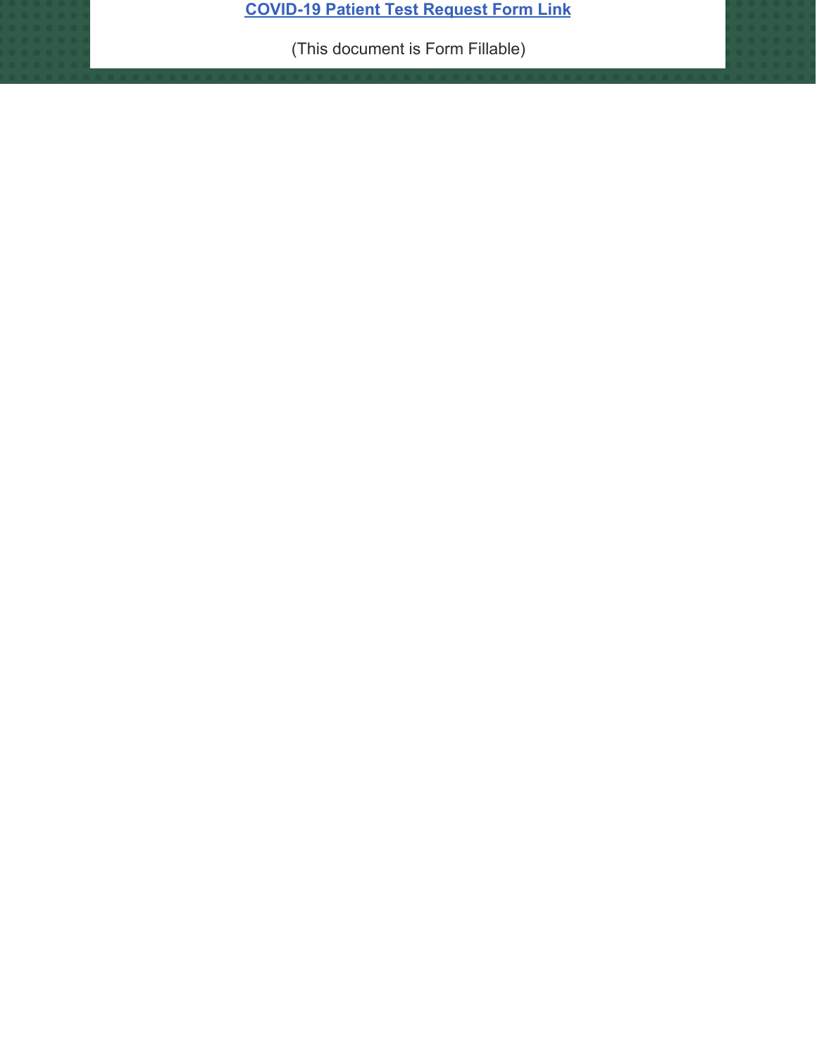**COVID-19 Patient Test Request Form Link**

(This document is Form Fillable)